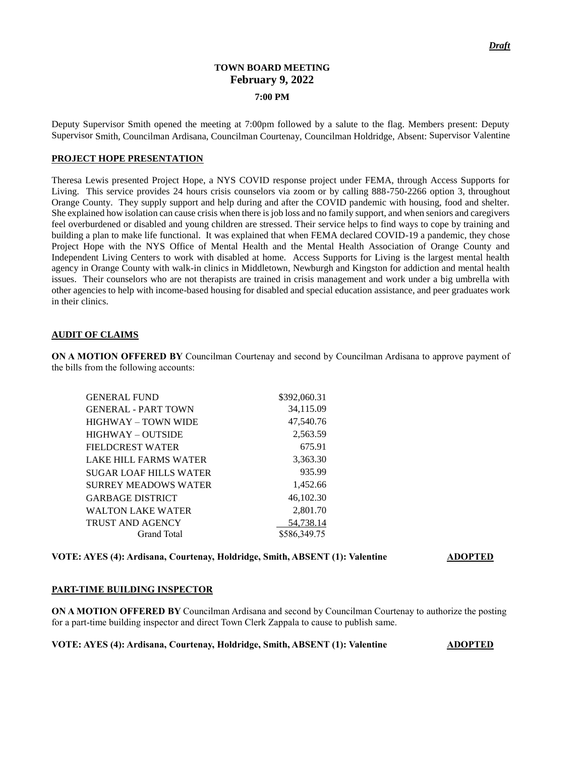*Draft*

# TOWN BOARD MEETING
## February 9, 2022
### 7:00 PM

Deputy Supervisor Smith opened the meeting at 7:00pm followed by a salute to the flag. Members present: Deputy Supervisor Smith, Councilman Ardisana, Councilman Courtenay, Councilman Holdridge, Absent: Supervisor Valentine

**PROJECT HOPE PRESENTATION**

Theresa Lewis presented Project Hope, a NYS COVID response project under FEMA, through Access Supports for Living. This service provides 24 hours crisis counselors via zoom or by calling 888-750-2266 option 3, throughout Orange County. They supply support and help during and after the COVID pandemic with housing, food and shelter. She explained how isolation can cause crisis when there is job loss and no family support, and when seniors and caregivers feel overburdened or disabled and young children are stressed. Their service helps to find ways to cope by training and building a plan to make life functional. It was explained that when FEMA declared COVID-19 a pandemic, they chose Project Hope with the NYS Office of Mental Health and the Mental Health Association of Orange County and Independent Living Centers to work with disabled at home. Access Supports for Living is the largest mental health agency in Orange County with walk-in clinics in Middletown, Newburgh and Kingston for addiction and mental health issues. Their counselors who are not therapists are trained in crisis management and work under a big umbrella with other agencies to help with income-based housing for disabled and special education assistance, and peer graduates work in their clinics.

**AUDIT OF CLAIMS**

**ON A MOTION OFFERED BY** Councilman Courtenay and second by Councilman Ardisana to approve payment of the bills from the following accounts:

| | |
|---|---|
| GENERAL FUND | $392,060.31 |
| GENERAL - PART TOWN | 34,115.09 |
| HIGHWAY – TOWN WIDE | 47,540.76 |
| HIGHWAY – OUTSIDE | 2,563.59 |
| FIELDCREST WATER | 675.91 |
| LAKE HILL FARMS WATER | 3,363.30 |
| SUGAR LOAF HILLS WATER | 935.99 |
| SURREY MEADOWS WATER | 1,452.66 |
| GARBAGE DISTRICT | 46,102.30 |
| WALTON LAKE WATER | 2,801.70 |
| TRUST AND AGENCY | 54,738.14 |
| Grand Total | $586,349.75 |

**VOTE: AYES (4): Ardisana, Courtenay, Holdridge, Smith, ABSENT (1): Valentine** **ADOPTED**

**PART-TIME BUILDING INSPECTOR**

**ON A MOTION OFFERED BY** Councilman Ardisana and second by Councilman Courtenay to authorize the posting for a part-time building inspector and direct Town Clerk Zappala to cause to publish same.

**VOTE: AYES (4): Ardisana, Courtenay, Holdridge, Smith, ABSENT (1): Valentine** **ADOPTED**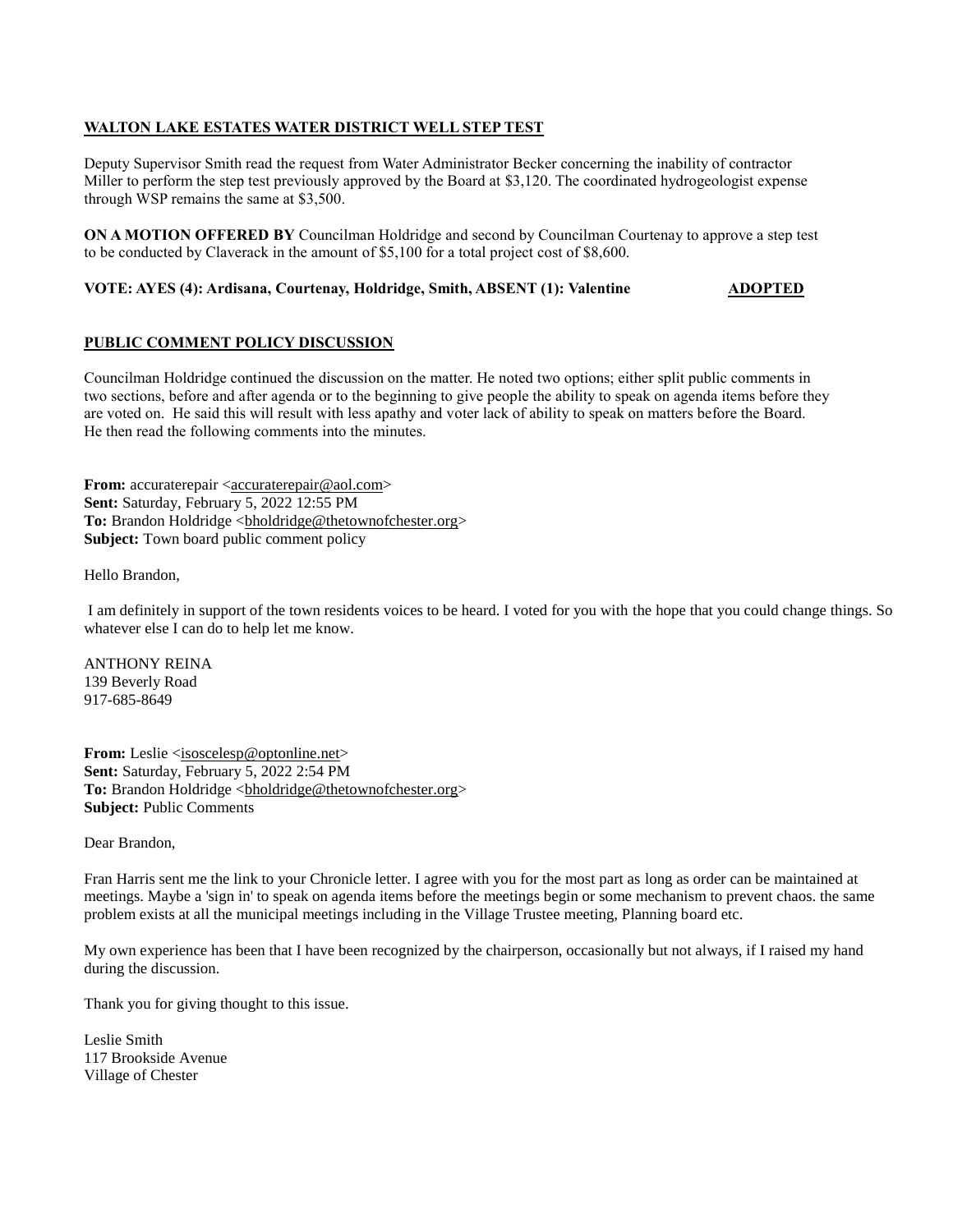**WALTON LAKE ESTATES WATER DISTRICT WELL STEP TEST**

Deputy Supervisor Smith read the request from Water Administrator Becker concerning the inability of contractor Miller to perform the step test previously approved by the Board at $3,120. The coordinated hydrogeologist expense through WSP remains the same at $3,500.

**ON A MOTION OFFERED BY** Councilman Holdridge and second by Councilman Courtenay to approve a step test to be conducted by Claverack in the amount of $5,100 for a total project cost of $8,600.

**VOTE: AYES (4): Ardisana, Courtenay, Holdridge, Smith, ABSENT (1): Valentine** **ADOPTED**

**PUBLIC COMMENT POLICY DISCUSSION**

Councilman Holdridge continued the discussion on the matter. He noted two options; either split public comments in two sections, before and after agenda or to the beginning to give people the ability to speak on agenda items before they are voted on. He said this will result with less apathy and voter lack of ability to speak on matters before the Board. He then read the following comments into the minutes.

**From:** accuraterepair <accuraterepair@aol.com>
**Sent:** Saturday, February 5, 2022 12:55 PM
**To:** Brandon Holdridge <bholdridge@thetownofchester.org>
**Subject:** Town board public comment policy

Hello Brandon,

I am definitely in support of the town residents voices to be heard. I voted for you with the hope that you could change things. So whatever else I can do to help let me know.

ANTHONY REINA
139 Beverly Road
917-685-8649

**From:** Leslie <isoscelesp@optonline.net>
**Sent:** Saturday, February 5, 2022 2:54 PM
**To:** Brandon Holdridge <bholdridge@thetownofchester.org>
**Subject:** Public Comments

Dear Brandon,

Fran Harris sent me the link to your Chronicle letter. I agree with you for the most part as long as order can be maintained at meetings. Maybe a 'sign in' to speak on agenda items before the meetings begin or some mechanism to prevent chaos. the same problem exists at all the municipal meetings including in the Village Trustee meeting, Planning board etc.

My own experience has been that I have been recognized by the chairperson, occasionally but not always, if I raised my hand during the discussion.

Thank you for giving thought to this issue.

Leslie Smith
117 Brookside Avenue
Village of Chester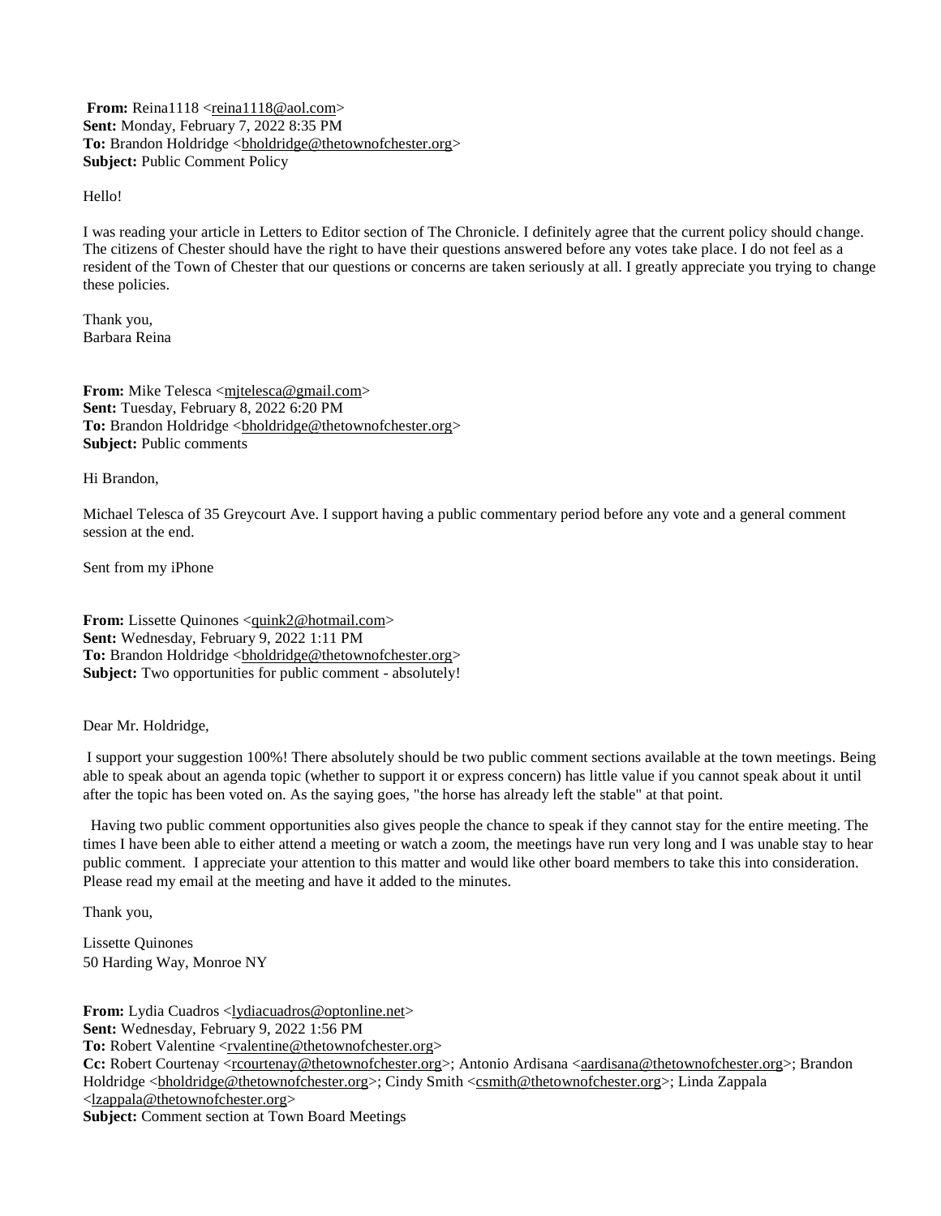**From:** Reina1118 <reina1118@aol.com>
**Sent:** Monday, February 7, 2022 8:35 PM
**To:** Brandon Holdridge <bholdridge@thetownofchester.org>
**Subject:** Public Comment Policy

Hello!

I was reading your article in Letters to Editor section of The Chronicle. I definitely agree that the current policy should change. The citizens of Chester should have the right to have their questions answered before any votes take place. I do not feel as a resident of the Town of Chester that our questions or concerns are taken seriously at all. I greatly appreciate you trying to change these policies.

Thank you,
Barbara Reina

**From:** Mike Telesca <mjtelesca@gmail.com>
**Sent:** Tuesday, February 8, 2022 6:20 PM
**To:** Brandon Holdridge <bholdridge@thetownofchester.org>
**Subject:** Public comments

Hi Brandon,

Michael Telesca of 35 Greycourt Ave. I support having a public commentary period before any vote and a general comment session at the end.

Sent from my iPhone

**From:** Lissette Quinones <quink2@hotmail.com>
**Sent:** Wednesday, February 9, 2022 1:11 PM
**To:** Brandon Holdridge <bholdridge@thetownofchester.org>
**Subject:** Two opportunities for public comment - absolutely!

Dear Mr. Holdridge,

I support your suggestion 100%! There absolutely should be two public comment sections available at the town meetings. Being able to speak about an agenda topic (whether to support it or express concern) has little value if you cannot speak about it until after the topic has been voted on. As the saying goes, "the horse has already left the stable" at that point.

Having two public comment opportunities also gives people the chance to speak if they cannot stay for the entire meeting. The times I have been able to either attend a meeting or watch a zoom, the meetings have run very long and I was unable stay to hear public comment. I appreciate your attention to this matter and would like other board members to take this into consideration. Please read my email at the meeting and have it added to the minutes.

Thank you,

Lissette Quinones
50 Harding Way, Monroe NY

**From:** Lydia Cuadros <lydiacuadros@optonline.net>
**Sent:** Wednesday, February 9, 2022 1:56 PM
**To:** Robert Valentine <rvalentine@thetownofchester.org>
**Cc:** Robert Courtenay <rcourtenay@thetownofchester.org>; Antonio Ardisana <aardisana@thetownofchester.org>; Brandon Holdridge <bholdridge@thetownofchester.org>; Cindy Smith <csmith@thetownofchester.org>; Linda Zappala <lzappala@thetownofchester.org>
**Subject:** Comment section at Town Board Meetings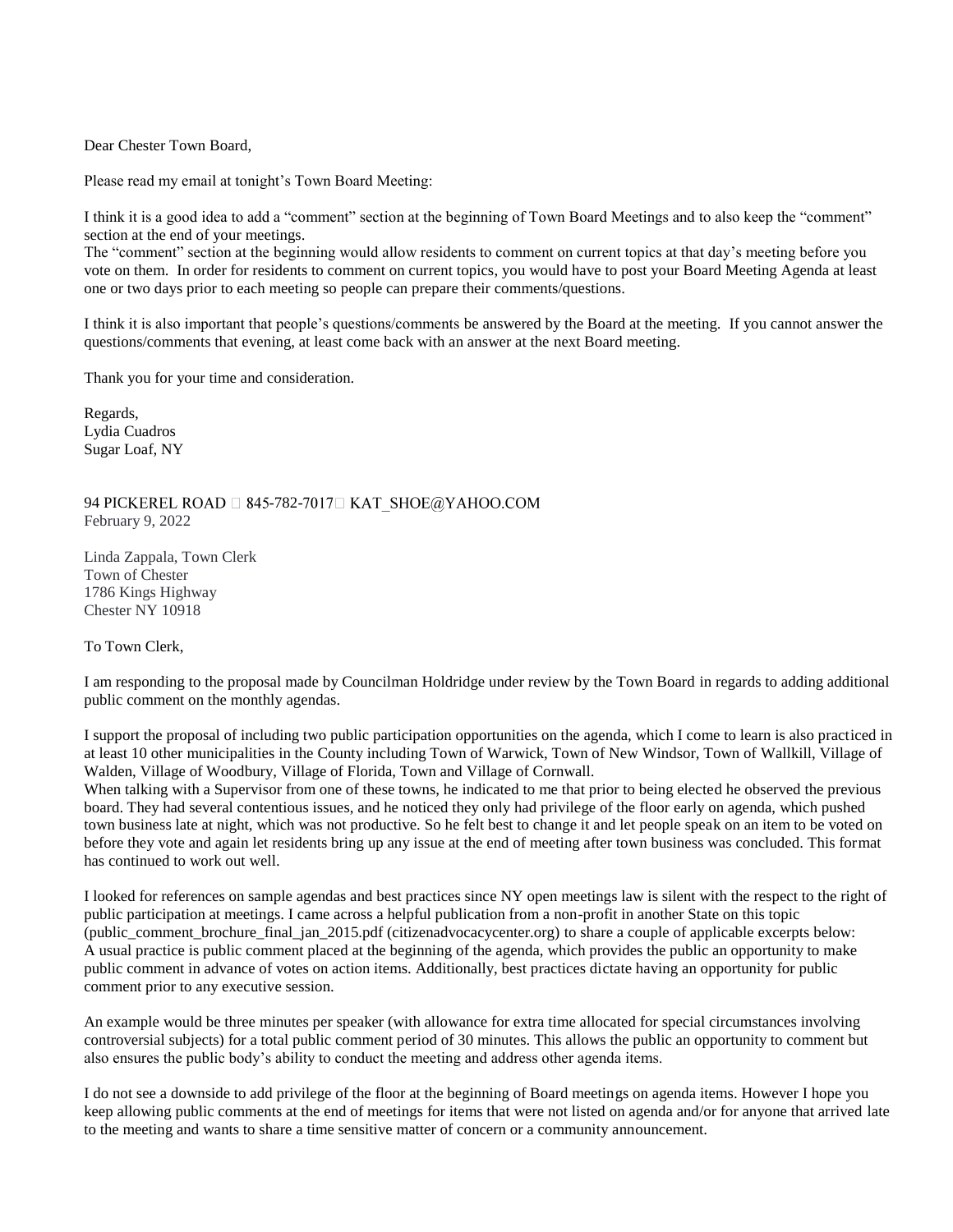Dear Chester Town Board,

Please read my email at tonight's Town Board Meeting:

I think it is a good idea to add a "comment" section at the beginning of Town Board Meetings and to also keep the "comment" section at the end of your meetings.
The "comment" section at the beginning would allow residents to comment on current topics at that day's meeting before you vote on them. In order for residents to comment on current topics, you would have to post your Board Meeting Agenda at least one or two days prior to each meeting so people can prepare their comments/questions.

I think it is also important that people's questions/comments be answered by the Board at the meeting. If you cannot answer the questions/comments that evening, at least come back with an answer at the next Board meeting.

Thank you for your time and consideration.

Regards,
Lydia Cuadros
Sugar Loaf, NY

94 PICKEREL ROAD  845-782-7017 KAT_SHOE@YAHOO.COM
February 9, 2022

Linda Zappala, Town Clerk
Town of Chester
1786 Kings Highway
Chester NY 10918

To Town Clerk,

I am responding to the proposal made by Councilman Holdridge under review by the Town Board in regards to adding additional public comment on the monthly agendas.

I support the proposal of including two public participation opportunities on the agenda, which I come to learn is also practiced in at least 10 other municipalities in the County including Town of Warwick, Town of New Windsor, Town of Wallkill, Village of Walden, Village of Woodbury, Village of Florida, Town and Village of Cornwall.
When talking with a Supervisor from one of these towns, he indicated to me that prior to being elected he observed the previous board. They had several contentious issues, and he noticed they only had privilege of the floor early on agenda, which pushed town business late at night, which was not productive. So he felt best to change it and let people speak on an item to be voted on before they vote and again let residents bring up any issue at the end of meeting after town business was concluded. This format has continued to work out well.

I looked for references on sample agendas and best practices since NY open meetings law is silent with the respect to the right of public participation at meetings. I came across a helpful publication from a non-profit in another State on this topic (public_comment_brochure_final_jan_2015.pdf (citizenadvocacycenter.org) to share a couple of applicable excerpts below:
A usual practice is public comment placed at the beginning of the agenda, which provides the public an opportunity to make public comment in advance of votes on action items. Additionally, best practices dictate having an opportunity for public comment prior to any executive session.

An example would be three minutes per speaker (with allowance for extra time allocated for special circumstances involving controversial subjects) for a total public comment period of 30 minutes. This allows the public an opportunity to comment but also ensures the public body's ability to conduct the meeting and address other agenda items.

I do not see a downside to add privilege of the floor at the beginning of Board meetings on agenda items. However I hope you keep allowing public comments at the end of meetings for items that were not listed on agenda and/or for anyone that arrived late to the meeting and wants to share a time sensitive matter of concern or a community announcement.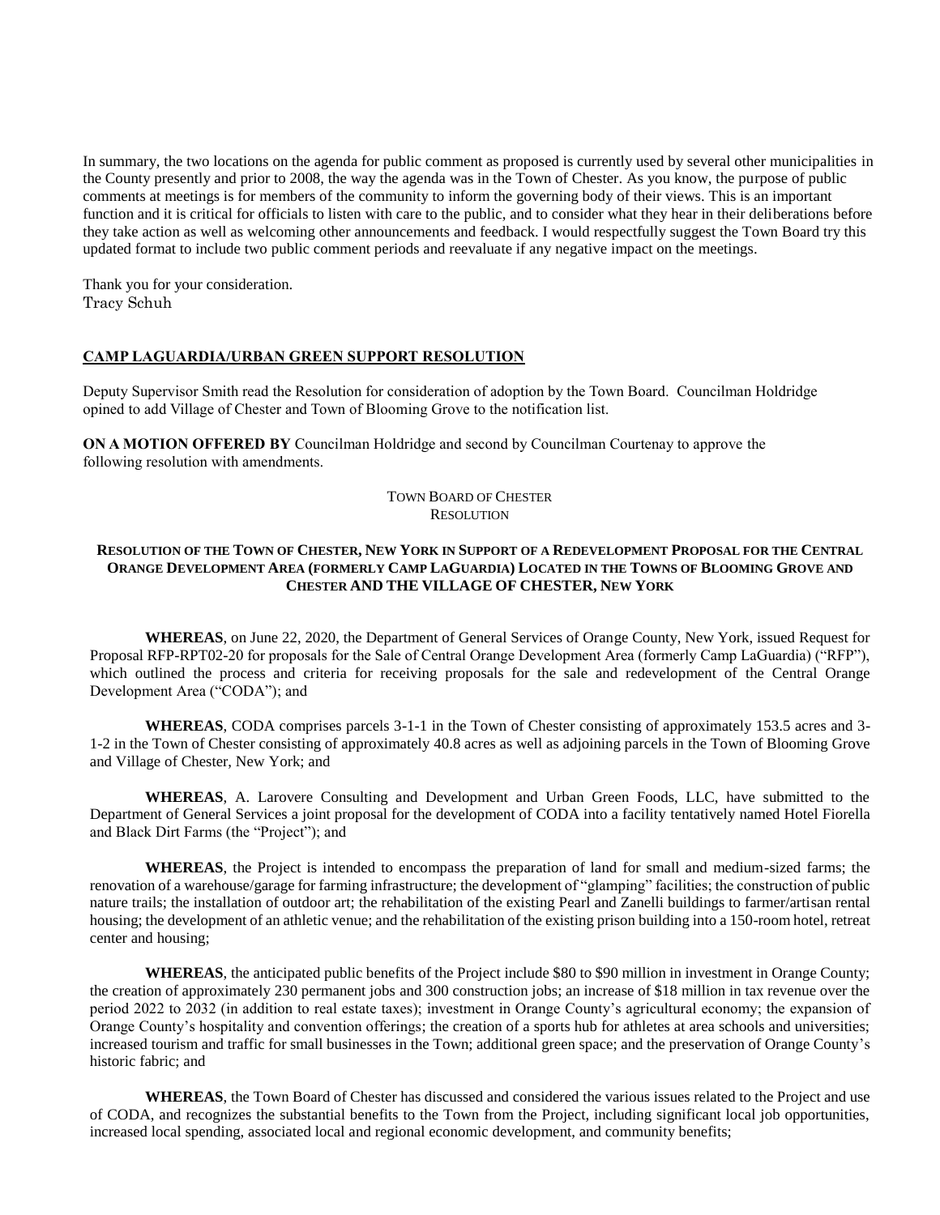In summary, the two locations on the agenda for public comment as proposed is currently used by several other municipalities in the County presently and prior to 2008, the way the agenda was in the Town of Chester. As you know, the purpose of public comments at meetings is for members of the community to inform the governing body of their views. This is an important function and it is critical for officials to listen with care to the public, and to consider what they hear in their deliberations before they take action as well as welcoming other announcements and feedback. I would respectfully suggest the Town Board try this updated format to include two public comment periods and reevaluate if any negative impact on the meetings.

Thank you for your consideration.
Tracy Schuh

**CAMP LAGUARDIA/URBAN GREEN SUPPORT RESOLUTION**

Deputy Supervisor Smith read the Resolution for consideration of adoption by the Town Board. Councilman Holdridge opined to add Village of Chester and Town of Blooming Grove to the notification list.

**ON A MOTION OFFERED BY** Councilman Holdridge and second by Councilman Courtenay to approve the following resolution with amendments.

TOWN BOARD OF CHESTER
RESOLUTION

**RESOLUTION OF THE TOWN OF CHESTER, NEW YORK IN SUPPORT OF A REDEVELOPMENT PROPOSAL FOR THE CENTRAL ORANGE DEVELOPMENT AREA (FORMERLY CAMP LAGUARDIA) LOCATED IN THE TOWNS OF BLOOMING GROVE AND CHESTER AND THE VILLAGE OF CHESTER, NEW YORK**

**WHEREAS**, on June 22, 2020, the Department of General Services of Orange County, New York, issued Request for Proposal RFP-RPT02-20 for proposals for the Sale of Central Orange Development Area (formerly Camp LaGuardia) ("RFP"), which outlined the process and criteria for receiving proposals for the sale and redevelopment of the Central Orange Development Area ("CODA"); and

**WHEREAS**, CODA comprises parcels 3-1-1 in the Town of Chester consisting of approximately 153.5 acres and 3-1-2 in the Town of Chester consisting of approximately 40.8 acres as well as adjoining parcels in the Town of Blooming Grove and Village of Chester, New York; and

**WHEREAS**, A. Larovere Consulting and Development and Urban Green Foods, LLC, have submitted to the Department of General Services a joint proposal for the development of CODA into a facility tentatively named Hotel Fiorella and Black Dirt Farms (the "Project"); and

**WHEREAS**, the Project is intended to encompass the preparation of land for small and medium-sized farms; the renovation of a warehouse/garage for farming infrastructure; the development of "glamping" facilities; the construction of public nature trails; the installation of outdoor art; the rehabilitation of the existing Pearl and Zanelli buildings to farmer/artisan rental housing; the development of an athletic venue; and the rehabilitation of the existing prison building into a 150-room hotel, retreat center and housing;

**WHEREAS**, the anticipated public benefits of the Project include \$80 to \$90 million in investment in Orange County; the creation of approximately 230 permanent jobs and 300 construction jobs; an increase of \$18 million in tax revenue over the period 2022 to 2032 (in addition to real estate taxes); investment in Orange County's agricultural economy; the expansion of Orange County's hospitality and convention offerings; the creation of a sports hub for athletes at area schools and universities; increased tourism and traffic for small businesses in the Town; additional green space; and the preservation of Orange County's historic fabric; and

**WHEREAS**, the Town Board of Chester has discussed and considered the various issues related to the Project and use of CODA, and recognizes the substantial benefits to the Town from the Project, including significant local job opportunities, increased local spending, associated local and regional economic development, and community benefits;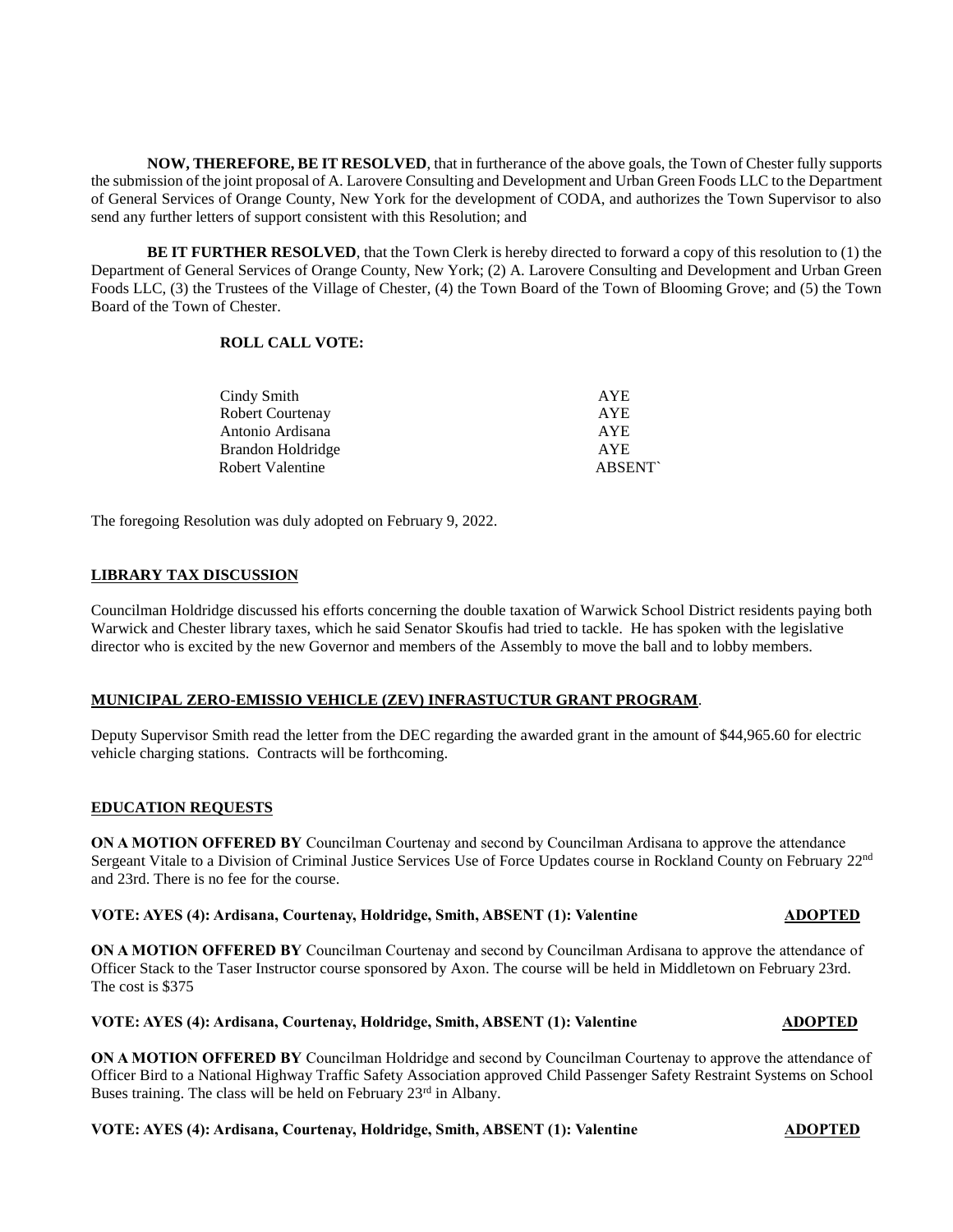**NOW, THEREFORE, BE IT RESOLVED**, that in furtherance of the above goals, the Town of Chester fully supports the submission of the joint proposal of A. Larovere Consulting and Development and Urban Green Foods LLC to the Department of General Services of Orange County, New York for the development of CODA, and authorizes the Town Supervisor to also send any further letters of support consistent with this Resolution; and

**BE IT FURTHER RESOLVED**, that the Town Clerk is hereby directed to forward a copy of this resolution to (1) the Department of General Services of Orange County, New York; (2) A. Larovere Consulting and Development and Urban Green Foods LLC, (3) the Trustees of the Village of Chester, (4) the Town Board of the Town of Blooming Grove; and (5) the Town Board of the Town of Chester.

**ROLL CALL VOTE:**

| | |
|---|---|
| Cindy Smith | AYE |
| Robert Courtenay | AYE |
| Antonio Ardisana | AYE |
| Brandon Holdridge | AYE |
| Robert Valentine | ABSENT` |

The foregoing Resolution was duly adopted on February 9, 2022.

**LIBRARY TAX DISCUSSION**

Councilman Holdridge discussed his efforts concerning the double taxation of Warwick School District residents paying both Warwick and Chester library taxes, which he said Senator Skoufis had tried to tackle. He has spoken with the legislative director who is excited by the new Governor and members of the Assembly to move the ball and to lobby members.

**MUNICIPAL ZERO-EMISSIO VEHICLE (ZEV) INFRASTUCTUR GRANT PROGRAM**.

Deputy Supervisor Smith read the letter from the DEC regarding the awarded grant in the amount of $44,965.60 for electric vehicle charging stations. Contracts will be forthcoming.

**EDUCATION REQUESTS**

**ON A MOTION OFFERED BY** Councilman Courtenay and second by Councilman Ardisana to approve the attendance Sergeant Vitale to a Division of Criminal Justice Services Use of Force Updates course in Rockland County on February 22nd and 23rd. There is no fee for the course.

**VOTE: AYES (4): Ardisana, Courtenay, Holdridge, Smith, ABSENT (1): Valentine** **ADOPTED**

**ON A MOTION OFFERED BY** Councilman Courtenay and second by Councilman Ardisana to approve the attendance of Officer Stack to the Taser Instructor course sponsored by Axon. The course will be held in Middletown on February 23rd. The cost is $375

**VOTE: AYES (4): Ardisana, Courtenay, Holdridge, Smith, ABSENT (1): Valentine** **ADOPTED**

**ON A MOTION OFFERED BY** Councilman Holdridge and second by Councilman Courtenay to approve the attendance of Officer Bird to a National Highway Traffic Safety Association approved Child Passenger Safety Restraint Systems on School Buses training. The class will be held on February 23rd in Albany.

**VOTE: AYES (4): Ardisana, Courtenay, Holdridge, Smith, ABSENT (1): Valentine** **ADOPTED**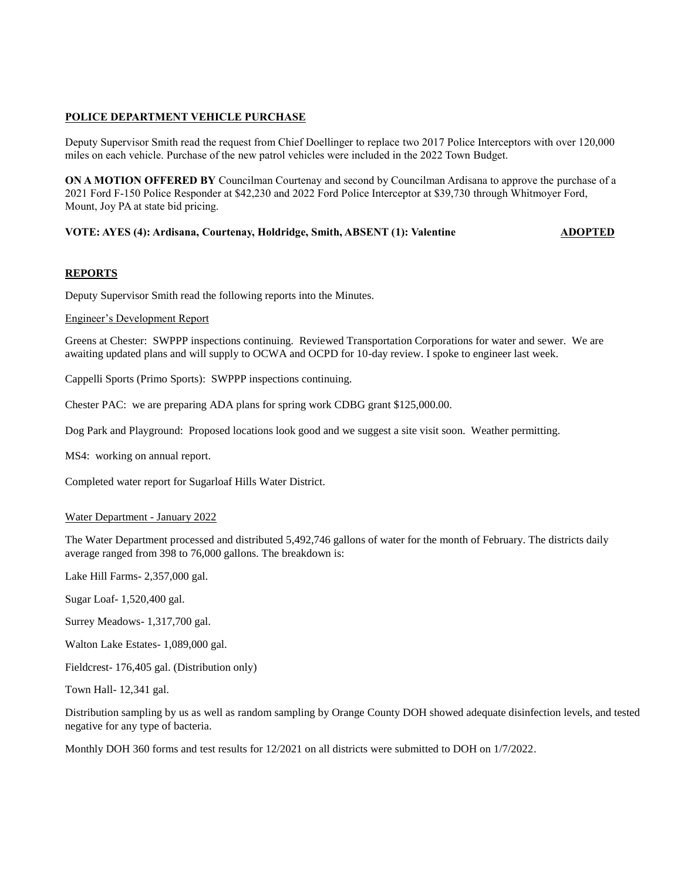**POLICE DEPARTMENT VEHICLE PURCHASE**

Deputy Supervisor Smith read the request from Chief Doellinger to replace two 2017 Police Interceptors with over 120,000 miles on each vehicle. Purchase of the new patrol vehicles were included in the 2022 Town Budget.

**ON A MOTION OFFERED BY** Councilman Courtenay and second by Councilman Ardisana to approve the purchase of a 2021 Ford F-150 Police Responder at $42,230 and 2022 Ford Police Interceptor at $39,730 through Whitmoyer Ford, Mount, Joy PA at state bid pricing.

**VOTE: AYES (4): Ardisana, Courtenay, Holdridge, Smith, ABSENT (1): Valentine** **ADOPTED**

**REPORTS**

Deputy Supervisor Smith read the following reports into the Minutes.

Engineer's Development Report

Greens at Chester: SWPPP inspections continuing. Reviewed Transportation Corporations for water and sewer. We are awaiting updated plans and will supply to OCWA and OCPD for 10-day review. I spoke to engineer last week.

Cappelli Sports (Primo Sports): SWPPP inspections continuing.

Chester PAC: we are preparing ADA plans for spring work CDBG grant $125,000.00.

Dog Park and Playground: Proposed locations look good and we suggest a site visit soon. Weather permitting.

MS4: working on annual report.

Completed water report for Sugarloaf Hills Water District.

Water Department - January 2022

The Water Department processed and distributed 5,492,746 gallons of water for the month of February. The districts daily average ranged from 398 to 76,000 gallons. The breakdown is:

Lake Hill Farms- 2,357,000 gal.

Sugar Loaf- 1,520,400 gal.

Surrey Meadows- 1,317,700 gal.

Walton Lake Estates- 1,089,000 gal.

Fieldcrest- 176,405 gal. (Distribution only)

Town Hall- 12,341 gal.

Distribution sampling by us as well as random sampling by Orange County DOH showed adequate disinfection levels, and tested negative for any type of bacteria.

Monthly DOH 360 forms and test results for 12/2021 on all districts were submitted to DOH on 1/7/2022.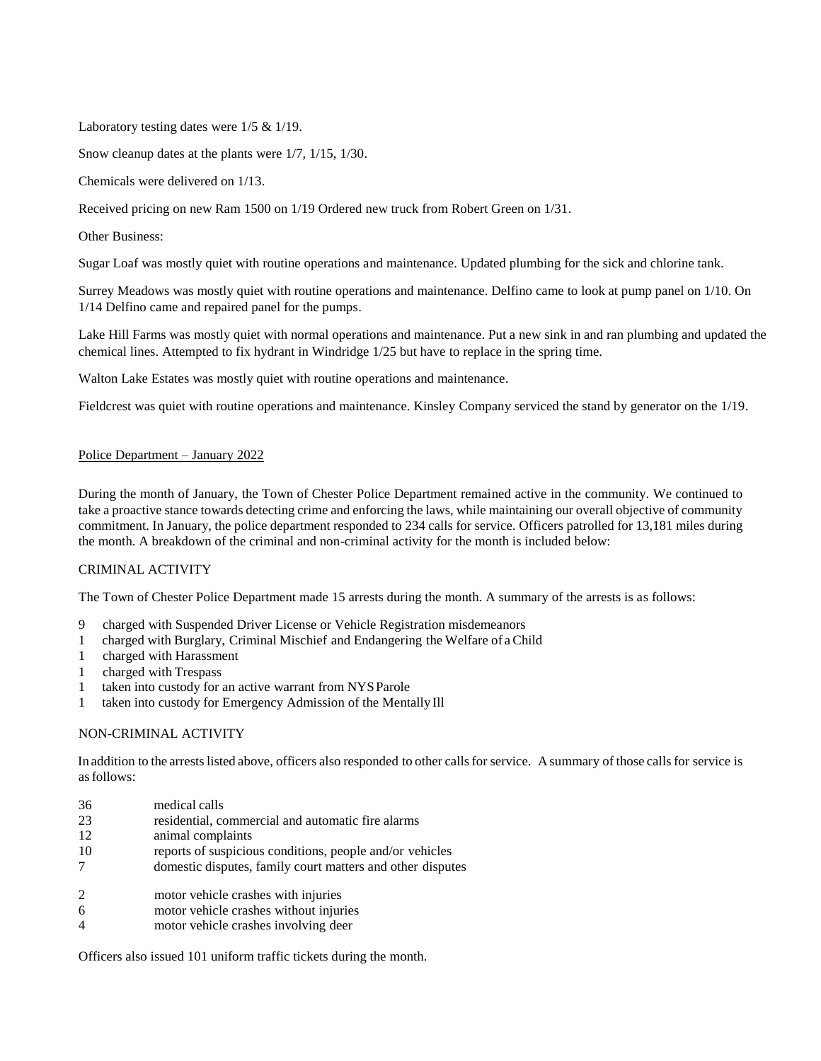Laboratory testing dates were 1/5 & 1/19.

Snow cleanup dates at the plants were 1/7, 1/15, 1/30.

Chemicals were delivered on 1/13.

Received pricing on new Ram 1500 on 1/19 Ordered new truck from Robert Green on 1/31.

Other Business:

Sugar Loaf was mostly quiet with routine operations and maintenance. Updated plumbing for the sick and chlorine tank.

Surrey Meadows was mostly quiet with routine operations and maintenance. Delfino came to look at pump panel on 1/10. On 1/14 Delfino came and repaired panel for the pumps.

Lake Hill Farms was mostly quiet with normal operations and maintenance. Put a new sink in and ran plumbing and updated the chemical lines. Attempted to fix hydrant in Windridge 1/25 but have to replace in the spring time.

Walton Lake Estates was mostly quiet with routine operations and maintenance.

Fieldcrest was quiet with routine operations and maintenance. Kinsley Company serviced the stand by generator on the 1/19.

## Police Department – January 2022

During the month of January, the Town of Chester Police Department remained active in the community. We continued to take a proactive stance towards detecting crime and enforcing the laws, while maintaining our overall objective of community commitment. In January, the police department responded to 234 calls for service. Officers patrolled for 13,181 miles during the month. A breakdown of the criminal and non-criminal activity for the month is included below:

### CRIMINAL ACTIVITY

The Town of Chester Police Department made 15 arrests during the month. A summary of the arrests is as follows:

- 9 charged with Suspended Driver License or Vehicle Registration misdemeanors
- 1 charged with Burglary, Criminal Mischief and Endangering the Welfare of a Child
- 1 charged with Harassment
- 1 charged with Trespass
- 1 taken into custody for an active warrant from NYS Parole
- 1 taken into custody for Emergency Admission of the Mentally Ill

### NON-CRIMINAL ACTIVITY

In addition to the arrests listed above, officers also responded to other calls for service. A summary of those calls for service is as follows:

- 36 medical calls
- 23 residential, commercial and automatic fire alarms
- 12 animal complaints
- 10 reports of suspicious conditions, people and/or vehicles
- 7 domestic disputes, family court matters and other disputes

- 2 motor vehicle crashes with injuries
- 6 motor vehicle crashes without injuries
- 4 motor vehicle crashes involving deer

Officers also issued 101 uniform traffic tickets during the month.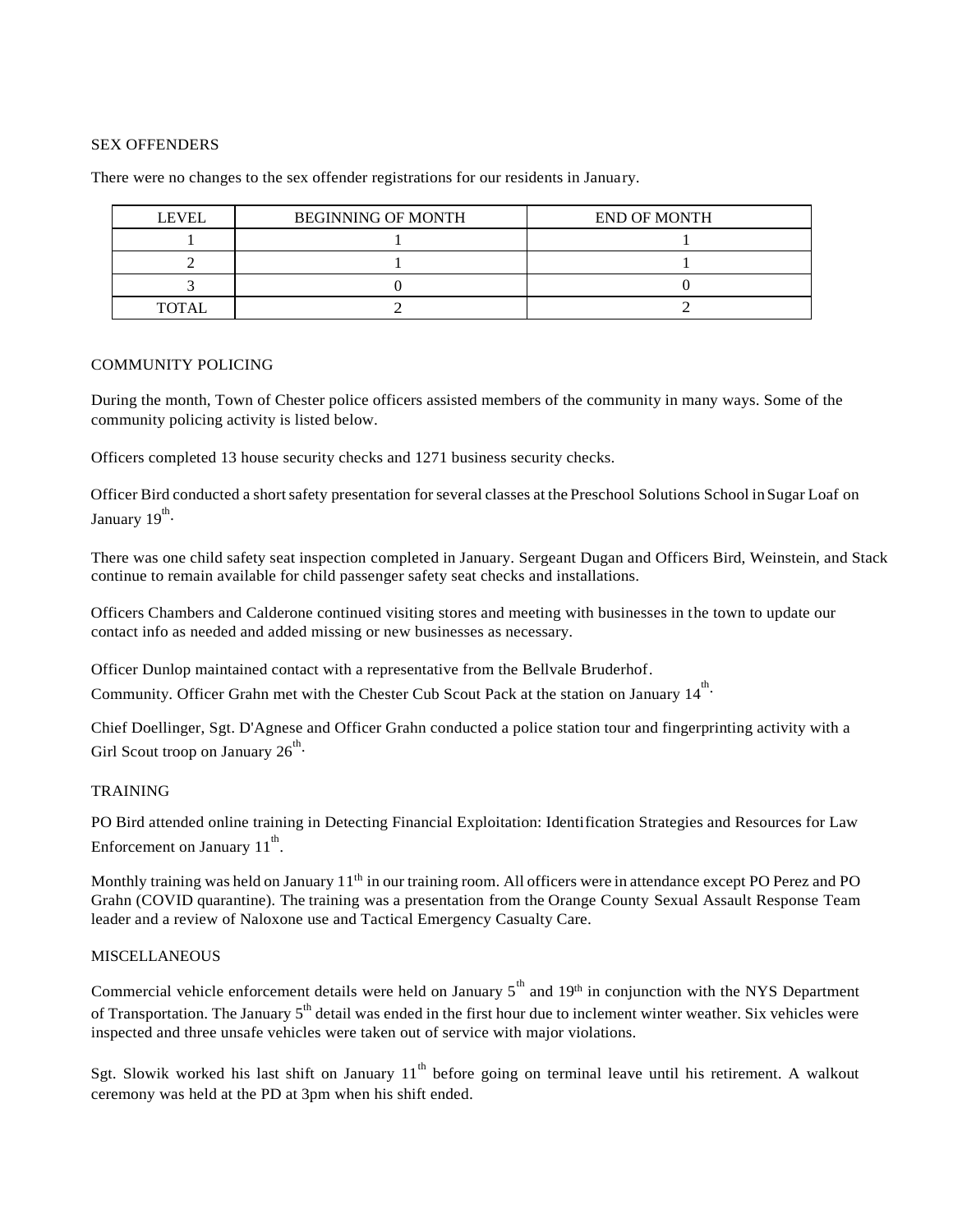## SEX OFFENDERS

There were no changes to the sex offender registrations for our residents in January.

| LEVEL | BEGINNING OF MONTH | END OF MONTH |
|---|---|---|
| 1 | 1 | 1 |
| 2 | 1 | 1 |
| 3 | 0 | 0 |
| TOTAL | 2 | 2 |

## COMMUNITY POLICING

During the month, Town of Chester police officers assisted members of the community in many ways. Some of the community policing activity is listed below.

Officers completed 13 house security checks and 1271 business security checks.

Officer Bird conducted a short safety presentation for several classes at the Preschool Solutions School in Sugar Loaf on January 19th.

There was one child safety seat inspection completed in January. Sergeant Dugan and Officers Bird, Weinstein, and Stack continue to remain available for child passenger safety seat checks and installations.

Officers Chambers and Calderone continued visiting stores and meeting with businesses in the town to update our contact info as needed and added missing or new businesses as necessary.

Officer Dunlop maintained contact with a representative from the Bellvale Bruderhof.
Community. Officer Grahn met with the Chester Cub Scout Pack at the station on January 14th.

Chief Doellinger, Sgt. D'Agnese and Officer Grahn conducted a police station tour and fingerprinting activity with a Girl Scout troop on January 26th.

## TRAINING

PO Bird attended online training in Detecting Financial Exploitation: Identification Strategies and Resources for Law Enforcement on January 11th.

Monthly training was held on January 11th in our training room. All officers were in attendance except PO Perez and PO Grahn (COVID quarantine). The training was a presentation from the Orange County Sexual Assault Response Team leader and a review of Naloxone use and Tactical Emergency Casualty Care.

## MISCELLANEOUS

Commercial vehicle enforcement details were held on January 5th and 19th in conjunction with the NYS Department of Transportation. The January 5th detail was ended in the first hour due to inclement winter weather. Six vehicles were inspected and three unsafe vehicles were taken out of service with major violations.

Sgt. Slowik worked his last shift on January 11th before going on terminal leave until his retirement. A walkout ceremony was held at the PD at 3pm when his shift ended.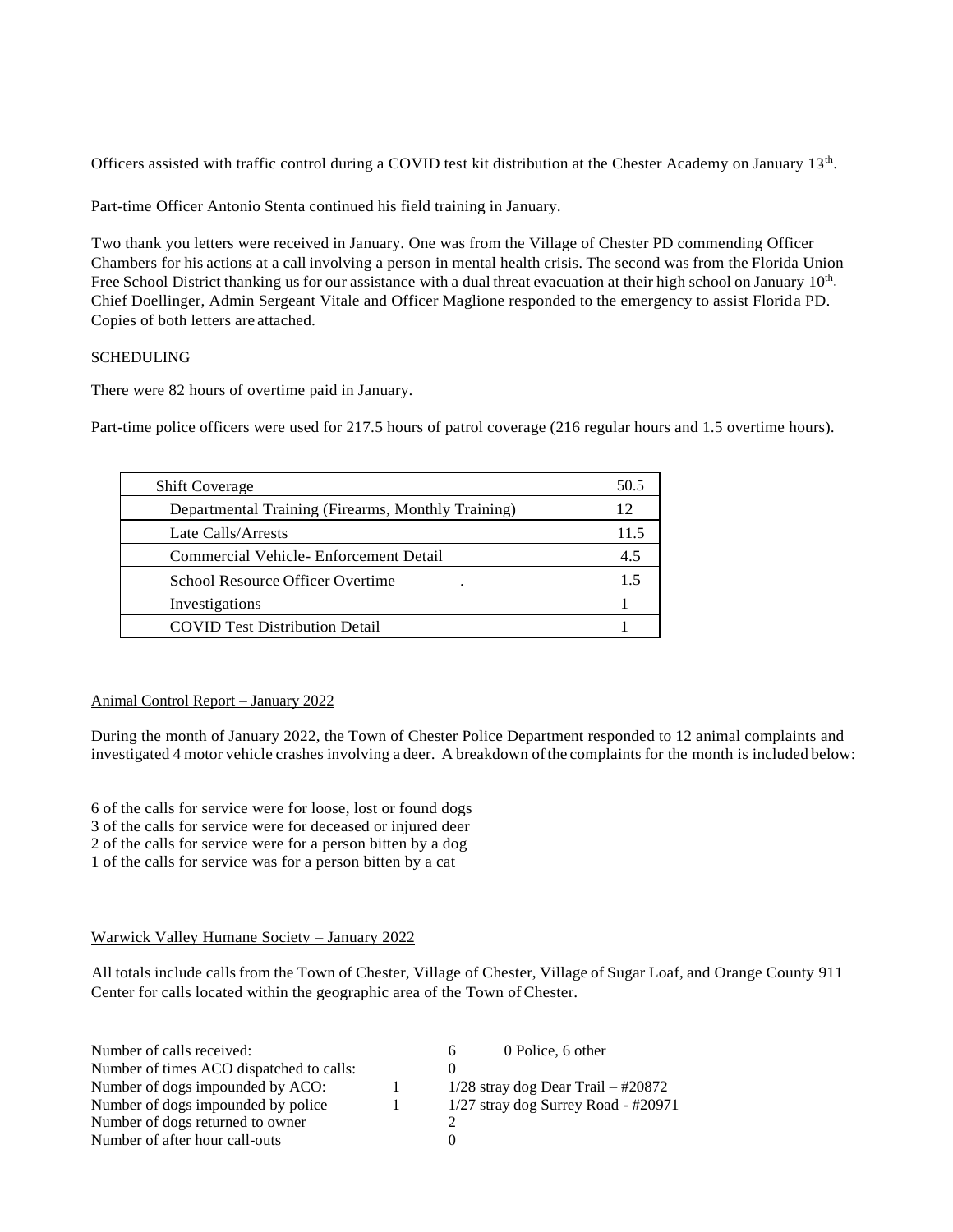Officers assisted with traffic control during a COVID test kit distribution at the Chester Academy on January 13th.

Part-time Officer Antonio Stenta continued his field training in January.

Two thank you letters were received in January. One was from the Village of Chester PD commending Officer Chambers for his actions at a call involving a person in mental health crisis. The second was from the Florida Union Free School District thanking us for our assistance with a dual threat evacuation at their high school on January 10th. Chief Doellinger, Admin Sergeant Vitale and Officer Maglione responded to the emergency to assist Florida PD. Copies of both letters are attached.

SCHEDULING

There were 82 hours of overtime paid in January.

Part-time police officers were used for 217.5 hours of patrol coverage (216 regular hours and 1.5 overtime hours).

| Shift Coverage | 50.5 |
|---|---|
| Departmental Training (Firearms, Monthly Training) | 12 |
| Late Calls/Arrests | 11.5 |
| Commercial Vehicle- Enforcement Detail | 4.5 |
| School Resource Officer Overtime . | 1.5 |
| Investigations | 1 |
| COVID Test Distribution Detail | 1 |

## Animal Control Report – January 2022

During the month of January 2022, the Town of Chester Police Department responded to 12 animal complaints and investigated 4 motor vehicle crashes involving a deer. A breakdown of the complaints for the month is included below:

6 of the calls for service were for loose, lost or found dogs
3 of the calls for service were for deceased or injured deer
2 of the calls for service were for a person bitten by a dog
1 of the calls for service was for a person bitten by a cat

## Warwick Valley Humane Society – January 2022

All totals include calls from the Town of Chester, Village of Chester, Village of Sugar Loaf, and Orange County 911 Center for calls located within the geographic area of the Town of Chester.

| | | |
|---|---|---|
| Number of calls received: | 6 | 0 Police, 6 other |
| Number of times ACO dispatched to calls: | 0 | |
| Number of dogs impounded by ACO: | 1 | 1/28 stray dog Dear Trail – #20872 |
| Number of dogs impounded by police | 1 | 1/27 stray dog Surrey Road - #20971 |
| Number of dogs returned to owner | 2 | |
| Number of after hour call-outs | 0 | |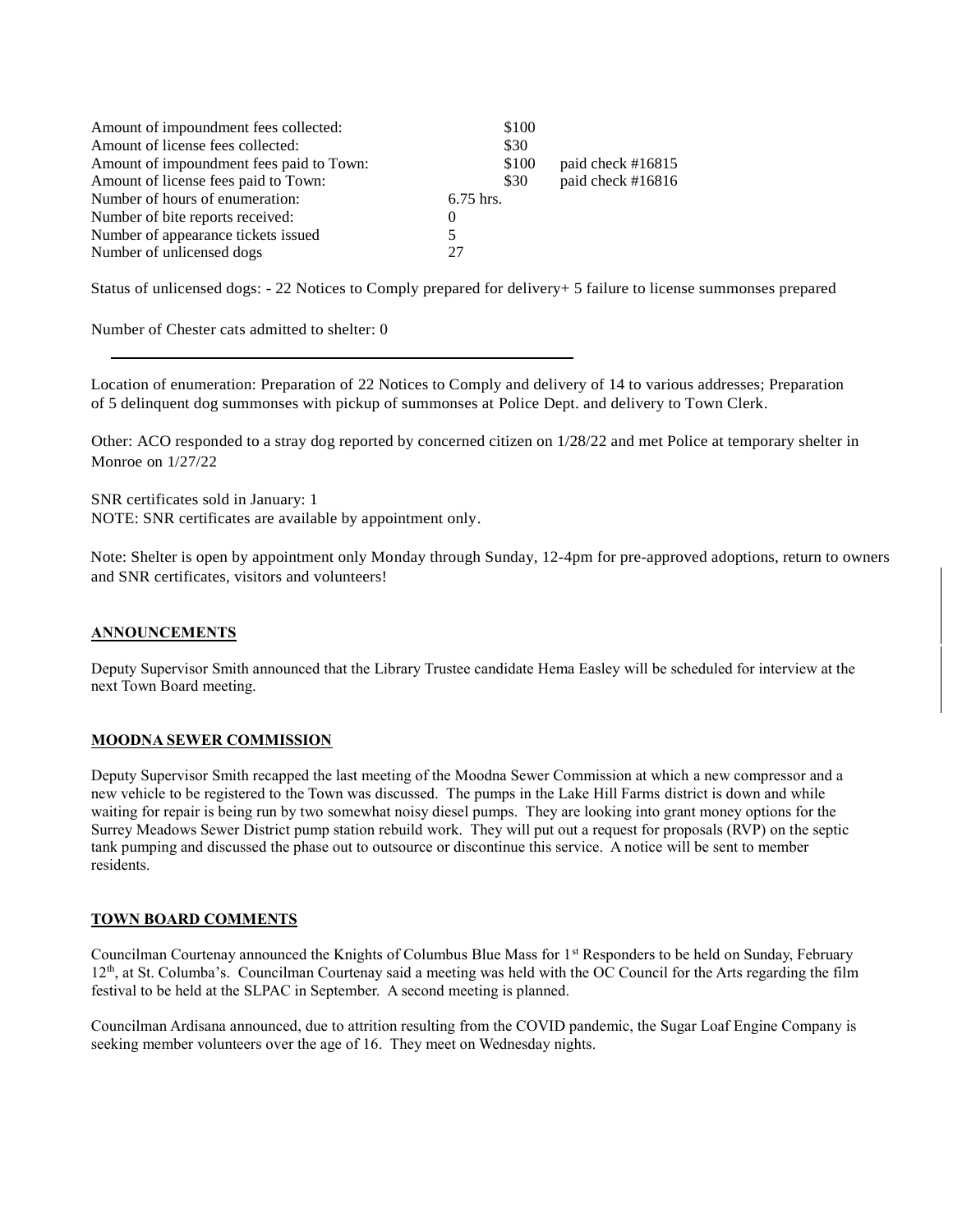| | | |
|---|---|---|
| Amount of impoundment fees collected: | \$100 | |
| Amount of license fees collected: | \$30 | |
| Amount of impoundment fees paid to Town: | \$100 | paid check #16815 |
| Amount of license fees paid to Town: | \$30 | paid check #16816 |
| Number of hours of enumeration: | 6.75 hrs. | |
| Number of bite reports received: | 0 | |
| Number of appearance tickets issued | 5 | |
| Number of unlicensed dogs | 27 | |

Status of unlicensed dogs: - 22 Notices to Comply prepared for delivery+ 5 failure to license summonses prepared

Number of Chester cats admitted to shelter: 0

---

Location of enumeration: Preparation of 22 Notices to Comply and delivery of 14 to various addresses; Preparation of 5 delinquent dog summonses with pickup of summonses at Police Dept. and delivery to Town Clerk.

Other: ACO responded to a stray dog reported by concerned citizen on 1/28/22 and met Police at temporary shelter in Monroe on 1/27/22

SNR certificates sold in January: 1
NOTE: SNR certificates are available by appointment only.

Note: Shelter is open by appointment only Monday through Sunday, 12-4pm for pre-approved adoptions, return to owners and SNR certificates, visitors and volunteers!

**ANNOUNCEMENTS**

Deputy Supervisor Smith announced that the Library Trustee candidate Hema Easley will be scheduled for interview at the next Town Board meeting.

**MOODNA SEWER COMMISSION**

Deputy Supervisor Smith recapped the last meeting of the Moodna Sewer Commission at which a new compressor and a new vehicle to be registered to the Town was discussed. The pumps in the Lake Hill Farms district is down and while waiting for repair is being run by two somewhat noisy diesel pumps. They are looking into grant money options for the Surrey Meadows Sewer District pump station rebuild work. They will put out a request for proposals (RVP) on the septic tank pumping and discussed the phase out to outsource or discontinue this service. A notice will be sent to member residents.

**TOWN BOARD COMMENTS**

Councilman Courtenay announced the Knights of Columbus Blue Mass for 1st Responders to be held on Sunday, February 12th, at St. Columba's. Councilman Courtenay said a meeting was held with the OC Council for the Arts regarding the film festival to be held at the SLPAC in September. A second meeting is planned.

Councilman Ardisana announced, due to attrition resulting from the COVID pandemic, the Sugar Loaf Engine Company is seeking member volunteers over the age of 16. They meet on Wednesday nights.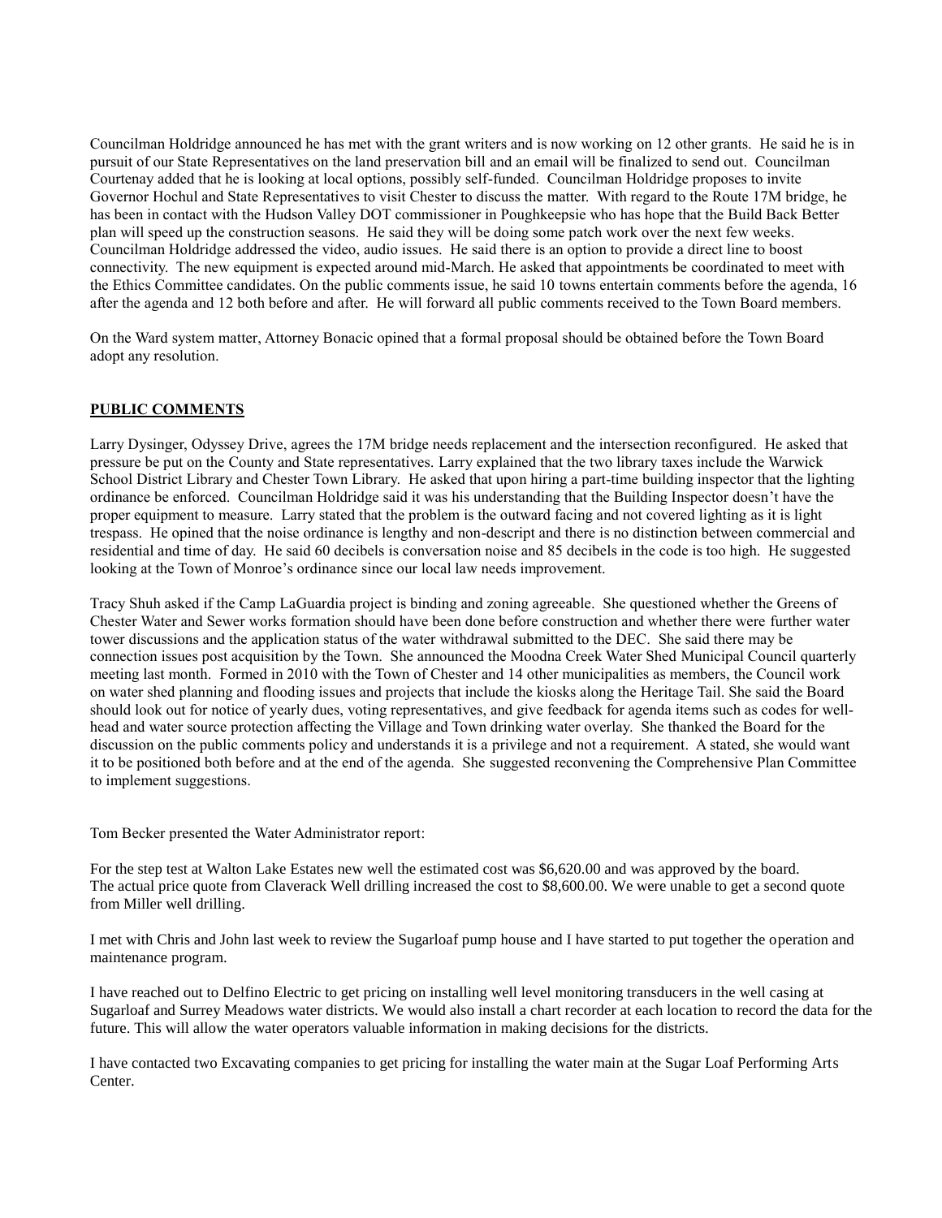Councilman Holdridge announced he has met with the grant writers and is now working on 12 other grants. He said he is in pursuit of our State Representatives on the land preservation bill and an email will be finalized to send out. Councilman Courtenay added that he is looking at local options, possibly self-funded. Councilman Holdridge proposes to invite Governor Hochul and State Representatives to visit Chester to discuss the matter. With regard to the Route 17M bridge, he has been in contact with the Hudson Valley DOT commissioner in Poughkeepsie who has hope that the Build Back Better plan will speed up the construction seasons. He said they will be doing some patch work over the next few weeks. Councilman Holdridge addressed the video, audio issues. He said there is an option to provide a direct line to boost connectivity. The new equipment is expected around mid-March. He asked that appointments be coordinated to meet with the Ethics Committee candidates. On the public comments issue, he said 10 towns entertain comments before the agenda, 16 after the agenda and 12 both before and after. He will forward all public comments received to the Town Board members.

On the Ward system matter, Attorney Bonacic opined that a formal proposal should be obtained before the Town Board adopt any resolution.

**PUBLIC COMMENTS**

Larry Dysinger, Odyssey Drive, agrees the 17M bridge needs replacement and the intersection reconfigured. He asked that pressure be put on the County and State representatives. Larry explained that the two library taxes include the Warwick School District Library and Chester Town Library. He asked that upon hiring a part-time building inspector that the lighting ordinance be enforced. Councilman Holdridge said it was his understanding that the Building Inspector doesn't have the proper equipment to measure. Larry stated that the problem is the outward facing and not covered lighting as it is light trespass. He opined that the noise ordinance is lengthy and non-descript and there is no distinction between commercial and residential and time of day. He said 60 decibels is conversation noise and 85 decibels in the code is too high. He suggested looking at the Town of Monroe's ordinance since our local law needs improvement.

Tracy Shuh asked if the Camp LaGuardia project is binding and zoning agreeable. She questioned whether the Greens of Chester Water and Sewer works formation should have been done before construction and whether there were further water tower discussions and the application status of the water withdrawal submitted to the DEC. She said there may be connection issues post acquisition by the Town. She announced the Moodna Creek Water Shed Municipal Council quarterly meeting last month. Formed in 2010 with the Town of Chester and 14 other municipalities as members, the Council work on water shed planning and flooding issues and projects that include the kiosks along the Heritage Tail. She said the Board should look out for notice of yearly dues, voting representatives, and give feedback for agenda items such as codes for well-head and water source protection affecting the Village and Town drinking water overlay. She thanked the Board for the discussion on the public comments policy and understands it is a privilege and not a requirement. A stated, she would want it to be positioned both before and at the end of the agenda. She suggested reconvening the Comprehensive Plan Committee to implement suggestions.

Tom Becker presented the Water Administrator report:

For the step test at Walton Lake Estates new well the estimated cost was $6,620.00 and was approved by the board. The actual price quote from Claverack Well drilling increased the cost to $8,600.00. We were unable to get a second quote from Miller well drilling.

I met with Chris and John last week to review the Sugarloaf pump house and I have started to put together the operation and maintenance program.

I have reached out to Delfino Electric to get pricing on installing well level monitoring transducers in the well casing at Sugarloaf and Surrey Meadows water districts. We would also install a chart recorder at each location to record the data for the future. This will allow the water operators valuable information in making decisions for the districts.

I have contacted two Excavating companies to get pricing for installing the water main at the Sugar Loaf Performing Arts Center.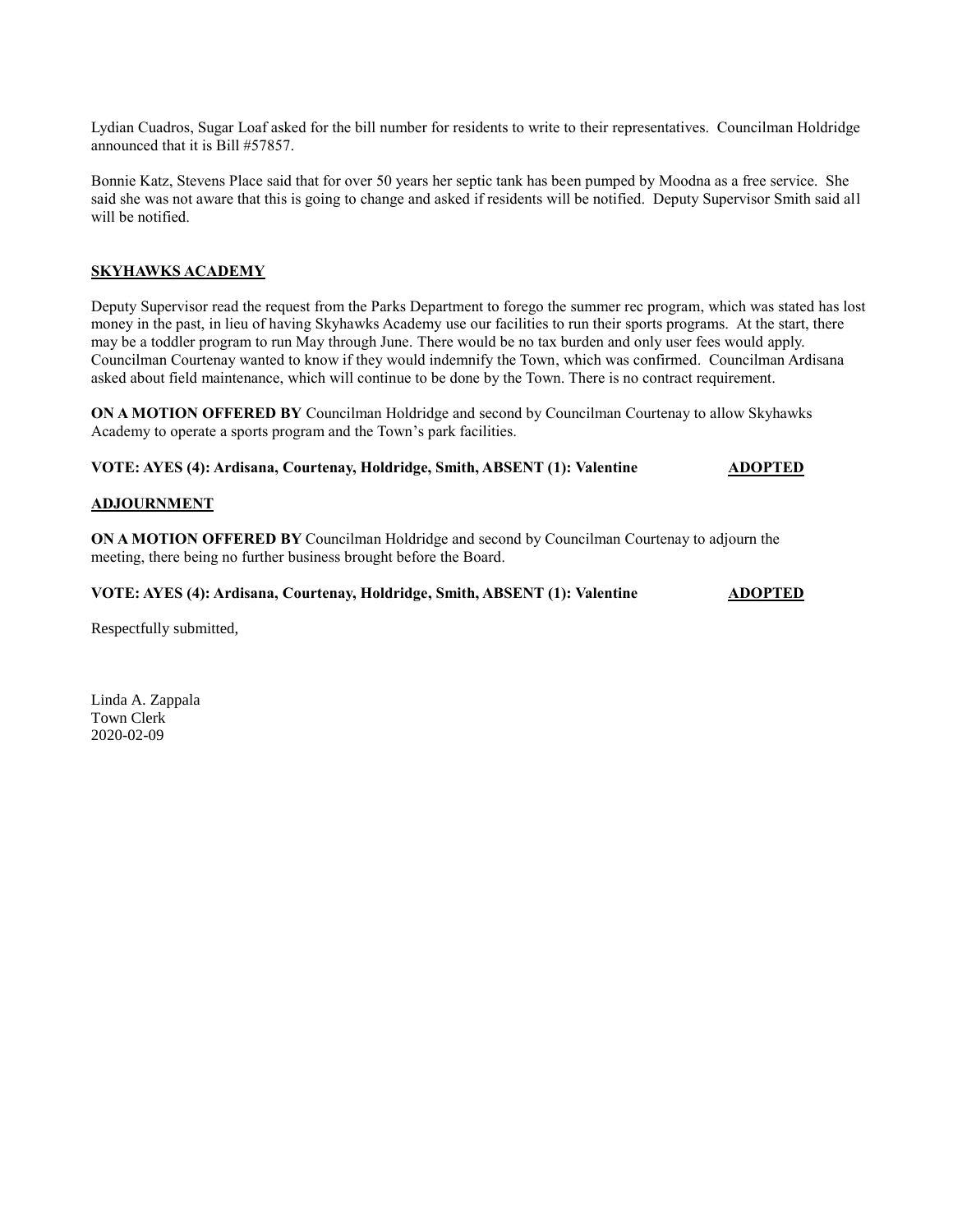Lydian Cuadros, Sugar Loaf asked for the bill number for residents to write to their representatives. Councilman Holdridge announced that it is Bill #57857.

Bonnie Katz, Stevens Place said that for over 50 years her septic tank has been pumped by Moodna as a free service. She said she was not aware that this is going to change and asked if residents will be notified. Deputy Supervisor Smith said all will be notified.

**SKYHAWKS ACADEMY**

Deputy Supervisor read the request from the Parks Department to forego the summer rec program, which was stated has lost money in the past, in lieu of having Skyhawks Academy use our facilities to run their sports programs. At the start, there may be a toddler program to run May through June. There would be no tax burden and only user fees would apply. Councilman Courtenay wanted to know if they would indemnify the Town, which was confirmed. Councilman Ardisana asked about field maintenance, which will continue to be done by the Town. There is no contract requirement.

**ON A MOTION OFFERED BY** Councilman Holdridge and second by Councilman Courtenay to allow Skyhawks Academy to operate a sports program and the Town's park facilities.

**VOTE: AYES (4): Ardisana, Courtenay, Holdridge, Smith, ABSENT (1): Valentine** **ADOPTED**

**ADJOURNMENT**

**ON A MOTION OFFERED BY** Councilman Holdridge and second by Councilman Courtenay to adjourn the meeting, there being no further business brought before the Board.

**VOTE: AYES (4): Ardisana, Courtenay, Holdridge, Smith, ABSENT (1): Valentine** **ADOPTED**

Respectfully submitted,

Linda A. Zappala
Town Clerk
2020-02-09